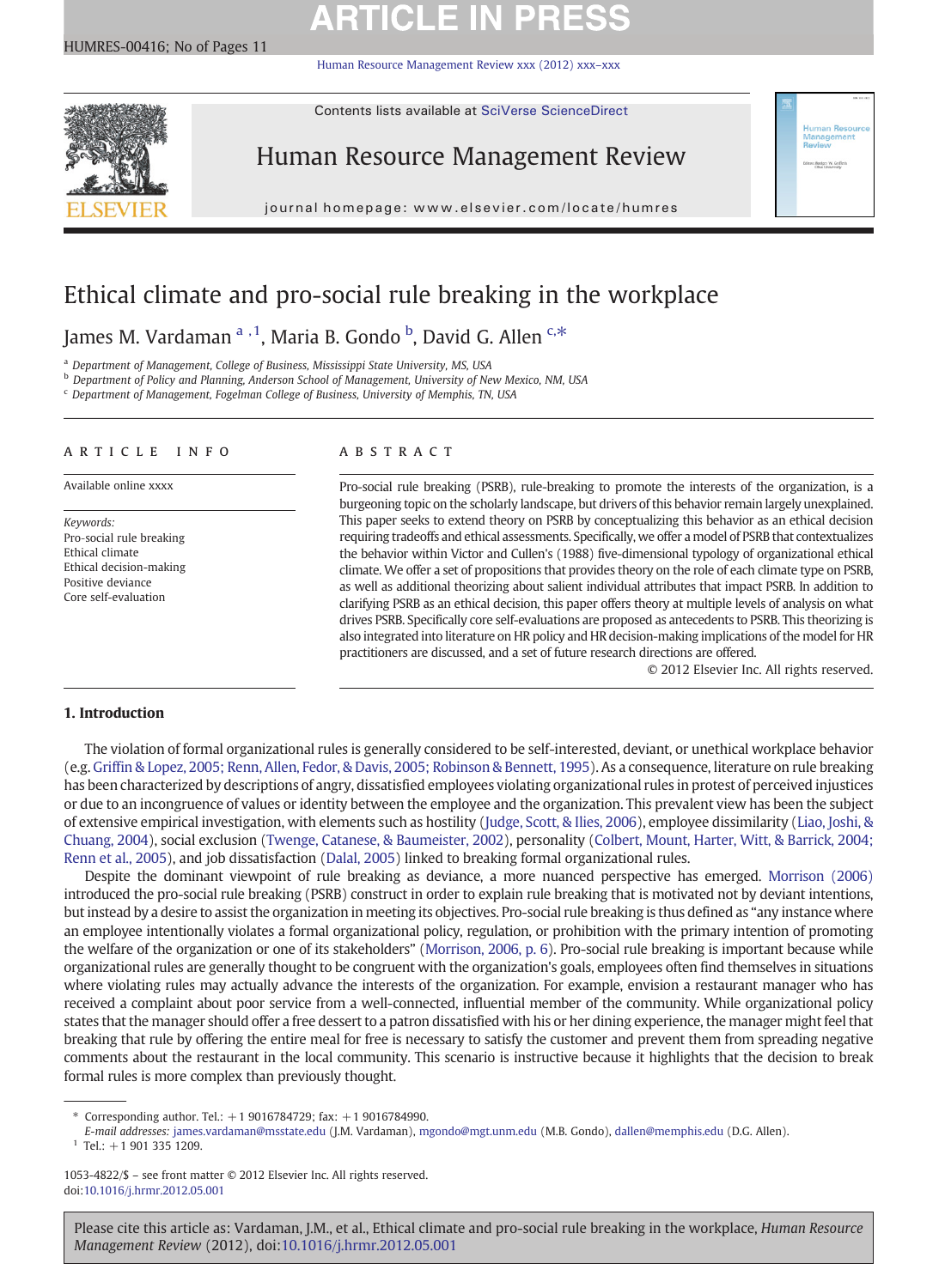# Ethical climate and pro-social rule breaking in the workplace

James M. Vardaman [a,1], Maria B. Gondo [b], David G. Allen [c,*]

[a] Department of Management, College of Business, Mississippi State University, MS, USA
[b] Department of Policy and Planning, Anderson School of Management, University of New Mexico, NM, USA
[c] Department of Management, Fogelman College of Business, University of Memphis, TN, USA

## ARTICLE INFO

Available online xxxx

*Keywords:*
Pro-social rule breaking
Ethical climate
Ethical decision-making
Positive deviance
Core self-evaluation

## ABSTRACT

Pro-social rule breaking (PSRB), rule-breaking to promote the interests of the organization, is a burgeoning topic on the scholarly landscape, but drivers of this behavior remain largely unexplained. This paper seeks to extend theory on PSRB by conceptualizing this behavior as an ethical decision requiring tradeoffs and ethical assessments. Specifically, we offer a model of PSRB that contextualizes the behavior within Victor and Cullen's (1988) five-dimensional typology of organizational ethical climate. We offer a set of propositions that provides theory on the role of each climate type on PSRB, as well as additional theorizing about salient individual attributes that impact PSRB. In addition to clarifying PSRB as an ethical decision, this paper offers theory at multiple levels of analysis on what drives PSRB. Specifically core self-evaluations are proposed as antecedents to PSRB. This theorizing is also integrated into literature on HR policy and HR decision-making implications of the model for HR practitioners are discussed, and a set of future research directions are offered.

© 2012 Elsevier Inc. All rights reserved.

## 1. Introduction

The violation of formal organizational rules is generally considered to be self-interested, deviant, or unethical workplace behavior (e.g. Griffin & Lopez, 2005; Renn, Allen, Fedor, & Davis, 2005; Robinson & Bennett, 1995). As a consequence, literature on rule breaking has been characterized by descriptions of angry, dissatisfied employees violating organizational rules in protest of perceived injustices or due to an incongruence of values or identity between the employee and the organization. This prevalent view has been the subject of extensive empirical investigation, with elements such as hostility (Judge, Scott, & Ilies, 2006), employee dissimilarity (Liao, Joshi, & Chuang, 2004), social exclusion (Twenge, Catanese, & Baumeister, 2002), personality (Colbert, Mount, Harter, Witt, & Barrick, 2004; Renn et al., 2005), and job dissatisfaction (Dalal, 2005) linked to breaking formal organizational rules.

Despite the dominant viewpoint of rule breaking as deviance, a more nuanced perspective has emerged. Morrison (2006) introduced the pro-social rule breaking (PSRB) construct in order to explain rule breaking that is motivated not by deviant intentions, but instead by a desire to assist the organization in meeting its objectives. Pro-social rule breaking is thus defined as "any instance where an employee intentionally violates a formal organizational policy, regulation, or prohibition with the primary intention of promoting the welfare of the organization or one of its stakeholders" (Morrison, 2006, p. 6). Pro-social rule breaking is important because while organizational rules are generally thought to be congruent with the organization's goals, employees often find themselves in situations where violating rules may actually advance the interests of the organization. For example, envision a restaurant manager who has received a complaint about poor service from a well-connected, influential member of the community. While organizational policy states that the manager should offer a free dessert to a patron dissatisfied with his or her dining experience, the manager might feel that breaking that rule by offering the entire meal for free is necessary to satisfy the customer and prevent them from spreading negative comments about the restaurant in the local community. This scenario is instructive because it highlights that the decision to break formal rules is more complex than previously thought.

---

\* Corresponding author. Tel.: +1 9016784729; fax: +1 9016784990.
*E-mail addresses:* james.vardaman@msstate.edu (J.M. Vardaman), mgondo@mgt.unm.edu (M.B. Gondo), dallen@memphis.edu (D.G. Allen).
[1] Tel.: +1 901 335 1209.

1053-4822/$ – see front matter © 2012 Elsevier Inc. All rights reserved.
doi:10.1016/j.hrmr.2012.05.001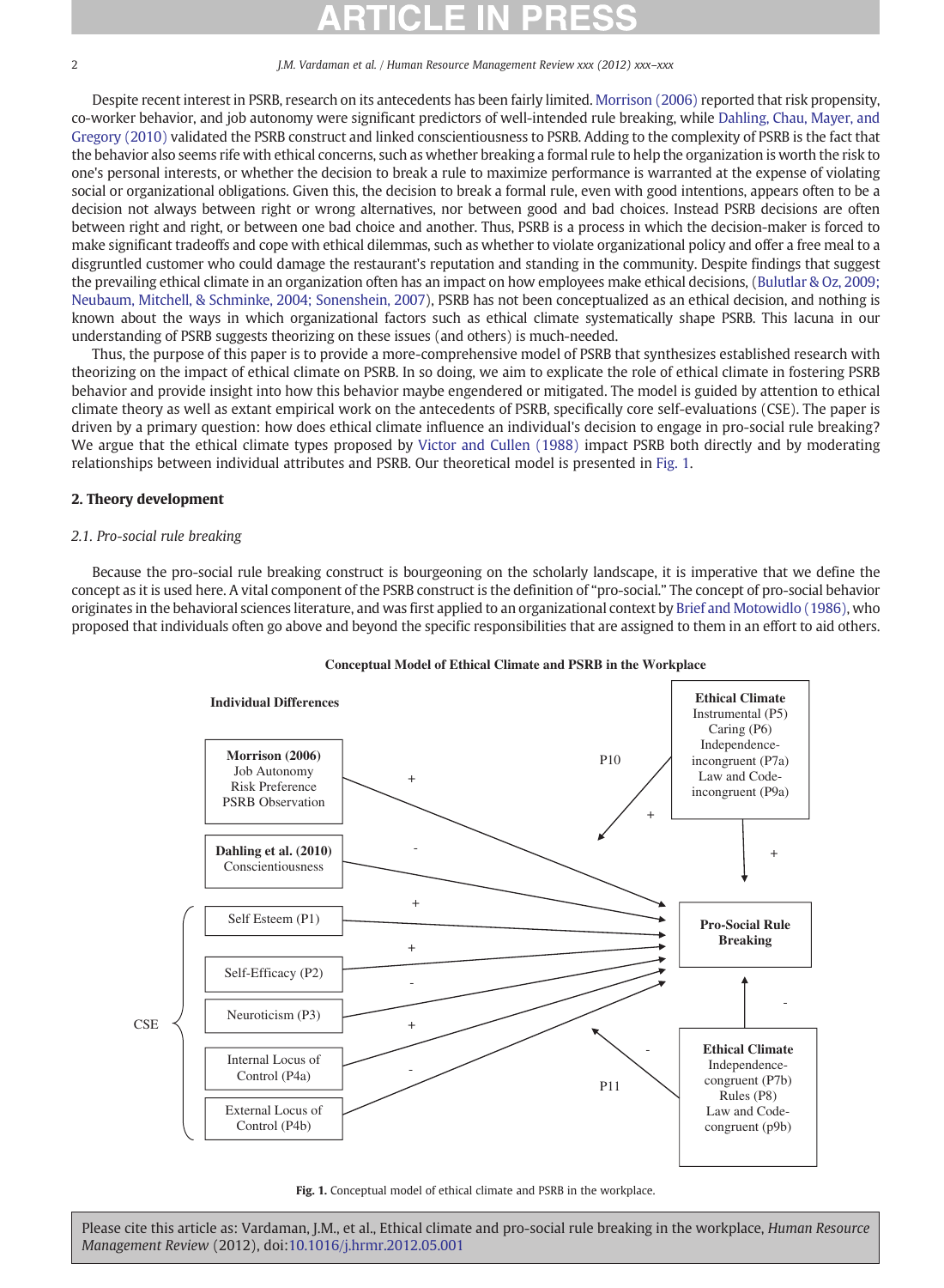Despite recent interest in PSRB, research on its antecedents has been fairly limited. Morrison (2006) reported that risk propensity, co-worker behavior, and job autonomy were significant predictors of well-intended rule breaking, while Dahling, Chau, Mayer, and Gregory (2010) validated the PSRB construct and linked conscientiousness to PSRB. Adding to the complexity of PSRB is the fact that the behavior also seems rife with ethical concerns, such as whether breaking a formal rule to help the organization is worth the risk to one's personal interests, or whether the decision to break a rule to maximize performance is warranted at the expense of violating social or organizational obligations. Given this, the decision to break a formal rule, even with good intentions, appears often to be a decision not always between right or wrong alternatives, nor between good and bad choices. Instead PSRB decisions are often between right and right, or between one bad choice and another. Thus, PSRB is a process in which the decision-maker is forced to make significant tradeoffs and cope with ethical dilemmas, such as whether to violate organizational policy and offer a free meal to a disgruntled customer who could damage the restaurant's reputation and standing in the community. Despite findings that suggest the prevailing ethical climate in an organization often has an impact on how employees make ethical decisions, (Bulutlar & Oz, 2009; Neubaum, Mitchell, & Schminke, 2004; Sonenshein, 2007), PSRB has not been conceptualized as an ethical decision, and nothing is known about the ways in which organizational factors such as ethical climate systematically shape PSRB. This lacuna in our understanding of PSRB suggests theorizing on these issues (and others) is much-needed.

Thus, the purpose of this paper is to provide a more-comprehensive model of PSRB that synthesizes established research with theorizing on the impact of ethical climate on PSRB. In so doing, we aim to explicate the role of ethical climate in fostering PSRB behavior and provide insight into how this behavior maybe engendered or mitigated. The model is guided by attention to ethical climate theory as well as extant empirical work on the antecedents of PSRB, specifically core self-evaluations (CSE). The paper is driven by a primary question: how does ethical climate influence an individual's decision to engage in pro-social rule breaking? We argue that the ethical climate types proposed by Victor and Cullen (1988) impact PSRB both directly and by moderating relationships between individual attributes and PSRB. Our theoretical model is presented in Fig. 1.

## 2. Theory development

### 2.1. Pro-social rule breaking

Because the pro-social rule breaking construct is bourgeoning on the scholarly landscape, it is imperative that we define the concept as it is used here. A vital component of the PSRB construct is the definition of "pro-social." The concept of pro-social behavior originates in the behavioral sciences literature, and was first applied to an organizational context by Brief and Motowidlo (1986), who proposed that individuals often go above and beyond the specific responsibilities that are assigned to them in an effort to aid others.

Conceptual Model of Ethical Climate and PSRB in the Workplace

Individual Differences

**Morrison (2006)** Job Autonomy Risk Preference PSRB Observation +

**Dahling et al. (2010)** Conscientiousness -

CSE

Self Esteem (P1) +

Self-Efficacy (P2) +

Neuroticism (P3) -

Internal Locus of Control (P4a) +

External Locus of Control (P4b) -

**Ethical Climate** Instrumental (P5) Caring (P6) Independence-incongruent (P7a) Law and Code-incongruent (P9a) +

P10 +

**Pro-Social Rule Breaking**

**Ethical Climate** Independence-congruent (P7b) Rules (P8) Law and Code-congruent (p9b) -

P11 -

**Fig. 1.** Conceptual model of ethical climate and PSRB in the workplace.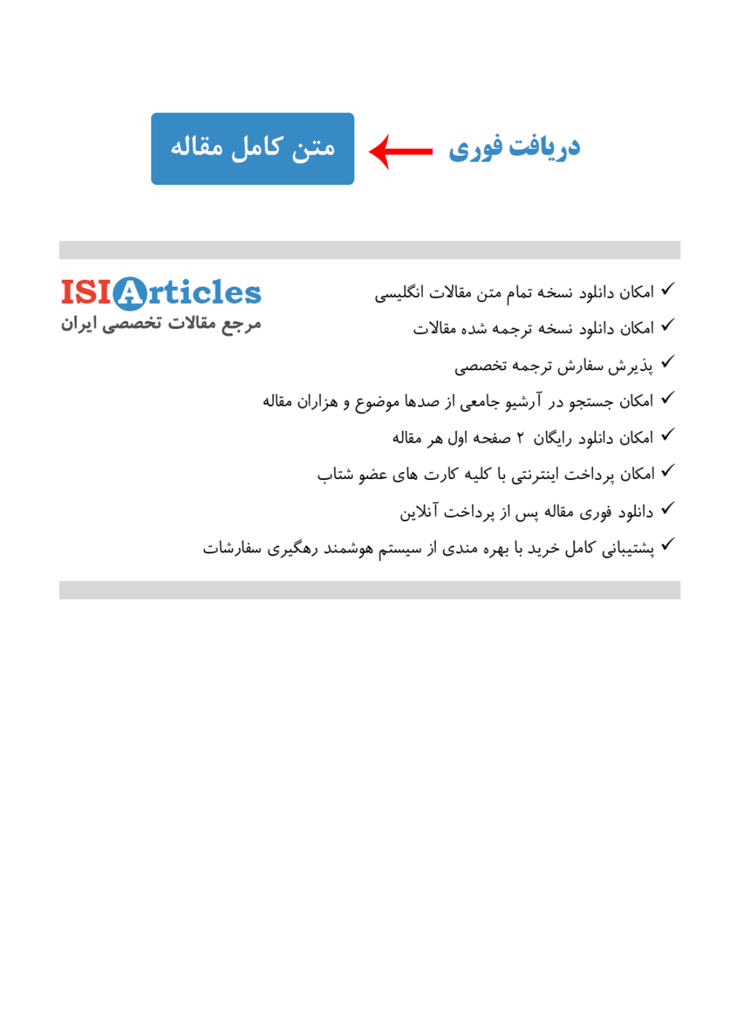دریافت فوری ← متن کامل مقاله

**ISIArticles**
مرجع مقالات تخصصی ایران

- ✓ امکان دانلود نسخه تمام متن مقالات انگلیسی
- ✓ امکان دانلود نسخه ترجمه شده مقالات
- ✓ پذیرش سفارش ترجمه تخصصی
- ✓ امکان جستجو در آرشیو جامعی از صدها موضوع و هزاران مقاله
- ✓ امکان دانلود رایگان ۲ صفحه اول هر مقاله
- ✓ امکان پرداخت اینترنتی با کلیه کارت های عضو شتاب
- ✓ دانلود فوری مقاله پس از پرداخت آنلاین
- ✓ پشتیبانی کامل خرید با بهره مندی از سیستم هوشمند رهگیری سفارشات